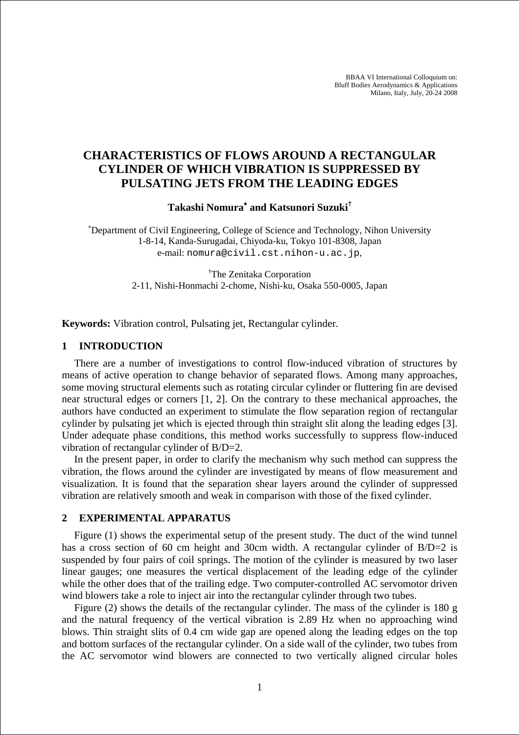BBAA VI International Colloquium on:
Bluff Bodies Aerodynamics & Applications
Milano, Italy, July, 20-24 2008

# CHARACTERISTICS OF FLOWS AROUND A RECTANGULAR CYLINDER OF WHICH VIBRATION IS SUPPRESSED BY PULSATING JETS FROM THE LEADING EDGES

**Takashi Nomura[*] and Katsunori Suzuki[†]**

[*]Department of Civil Engineering, College of Science and Technology, Nihon University
1-8-14, Kanda-Surugadai, Chiyoda-ku, Tokyo 101-8308, Japan
e-mail: nomura@civil.cst.nihon-u.ac.jp,

[†]The Zenitaka Corporation
2-11, Nishi-Honmachi 2-chome, Nishi-ku, Osaka 550-0005, Japan

**Keywords:** Vibration control, Pulsating jet, Rectangular cylinder.

## 1 INTRODUCTION

There are a number of investigations to control flow-induced vibration of structures by means of active operation to change behavior of separated flows. Among many approaches, some moving structural elements such as rotating circular cylinder or fluttering fin are devised near structural edges or corners [1, 2]. On the contrary to these mechanical approaches, the authors have conducted an experiment to stimulate the flow separation region of rectangular cylinder by pulsating jet which is ejected through thin straight slit along the leading edges [3]. Under adequate phase conditions, this method works successfully to suppress flow-induced vibration of rectangular cylinder of B/D=2.

In the present paper, in order to clarify the mechanism why such method can suppress the vibration, the flows around the cylinder are investigated by means of flow measurement and visualization. It is found that the separation shear layers around the cylinder of suppressed vibration are relatively smooth and weak in comparison with those of the fixed cylinder.

## 2 EXPERIMENTAL APPARATUS

Figure (1) shows the experimental setup of the present study. The duct of the wind tunnel has a cross section of 60 cm height and 30cm width. A rectangular cylinder of B/D=2 is suspended by four pairs of coil springs. The motion of the cylinder is measured by two laser linear gauges; one measures the vertical displacement of the leading edge of the cylinder while the other does that of the trailing edge. Two computer-controlled AC servomotor driven wind blowers take a role to inject air into the rectangular cylinder through two tubes.

Figure (2) shows the details of the rectangular cylinder. The mass of the cylinder is 180 g and the natural frequency of the vertical vibration is 2.89 Hz when no approaching wind blows. Thin straight slits of 0.4 cm wide gap are opened along the leading edges on the top and bottom surfaces of the rectangular cylinder. On a side wall of the cylinder, two tubes from the AC servomotor wind blowers are connected to two vertically aligned circular holes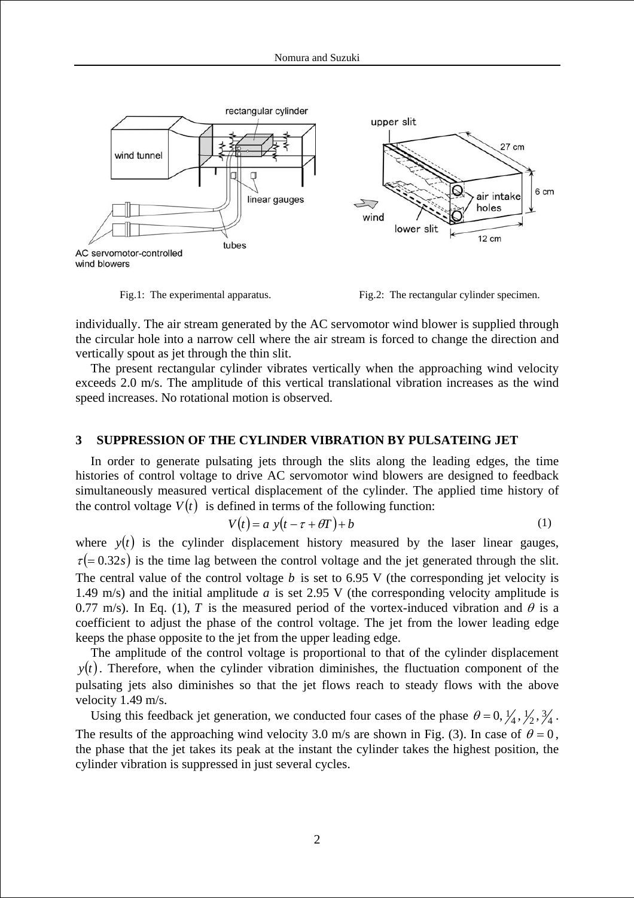rectangular cylinder

wind tunnel

linear gauges

tubes

AC servomotor-controlled wind blowers

upper slit

27 cm

6 cm

air intake holes

wind

lower slit

12 cm

Fig.1: The experimental apparatus.

Fig.2: The rectangular cylinder specimen.

individually. The air stream generated by the AC servomotor wind blower is supplied through the circular hole into a narrow cell where the air stream is forced to change the direction and vertically spout as jet through the thin slit.

The present rectangular cylinder vibrates vertically when the approaching wind velocity exceeds 2.0 m/s. The amplitude of this vertical translational vibration increases as the wind speed increases. No rotational motion is observed.

## 3 SUPPRESSION OF THE CYLINDER VIBRATION BY PULSATEING JET

In order to generate pulsating jets through the slits along the leading edges, the time histories of control voltage to drive AC servomotor wind blowers are designed to feedback simultaneously measured vertical displacement of the cylinder. The applied time history of the control voltage $V(t)$ is defined in terms of the following function:

$$V(t) = a\ y(t - \tau + \theta T) + b \tag{1}$$

where $y(t)$ is the cylinder displacement history measured by the laser linear gauges, $\tau (= 0.32s)$ is the time lag between the control voltage and the jet generated through the slit. The central value of the control voltage $b$ is set to 6.95 V (the corresponding jet velocity is 1.49 m/s) and the initial amplitude $a$ is set 2.95 V (the corresponding velocity amplitude is 0.77 m/s). In Eq. (1), $T$ is the measured period of the vortex-induced vibration and $\theta$ is a coefficient to adjust the phase of the control voltage. The jet from the lower leading edge keeps the phase opposite to the jet from the upper leading edge.

The amplitude of the control voltage is proportional to that of the cylinder displacement $y(t)$. Therefore, when the cylinder vibration diminishes, the fluctuation component of the pulsating jets also diminishes so that the jet flows reach to steady flows with the above velocity 1.49 m/s.

Using this feedback jet generation, we conducted four cases of the phase $\theta = 0, \frac{1}{4}, \frac{1}{2}, \frac{3}{4}$. The results of the approaching wind velocity 3.0 m/s are shown in Fig. (3). In case of $\theta = 0$, the phase that the jet takes its peak at the instant the cylinder takes the highest position, the cylinder vibration is suppressed in just several cycles.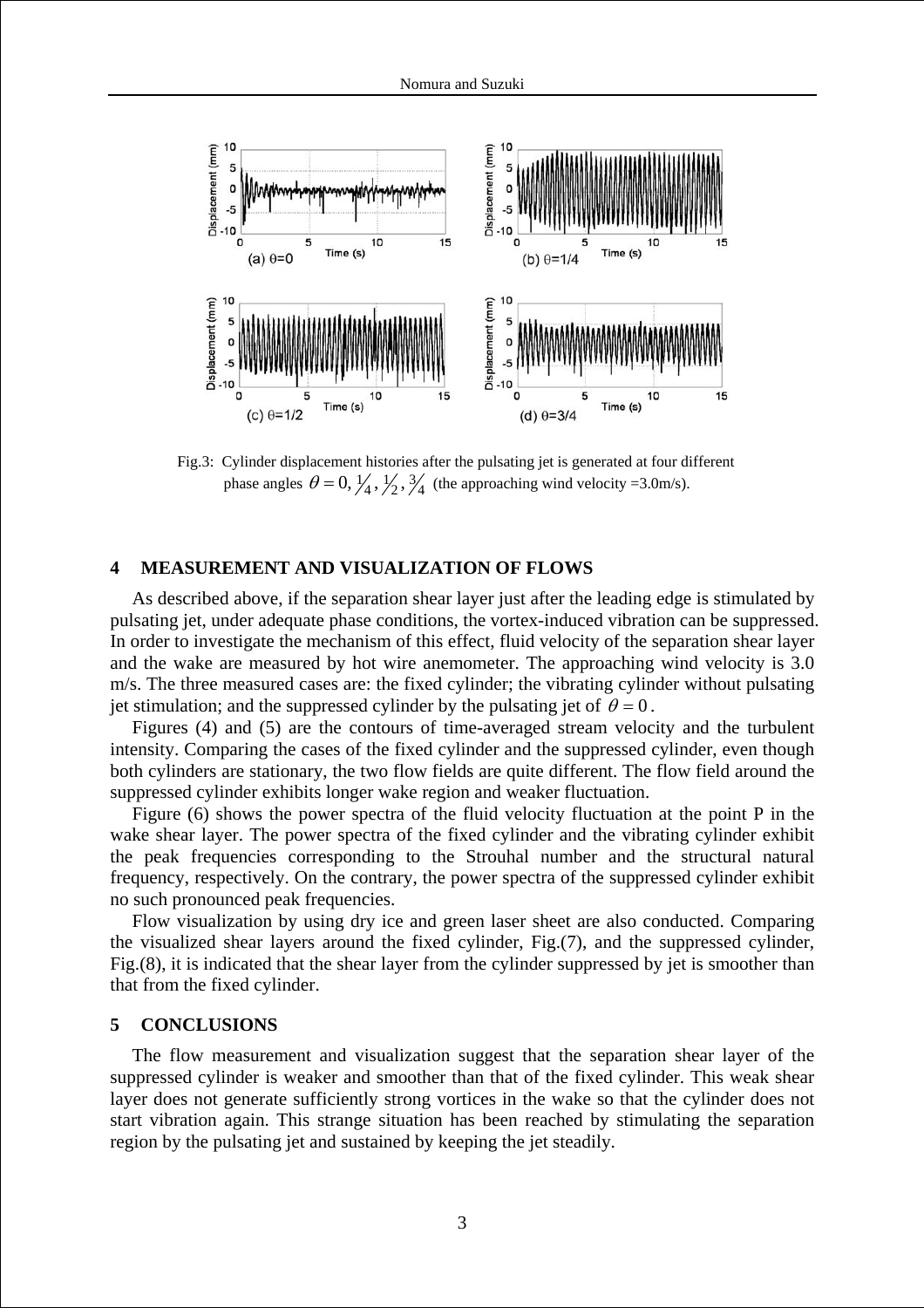Displacement (mm)
10
5
0
-5
-10
0 5 10 15
Time (s)
(a) θ=0

Displacement (mm)
10
5
0
-5
-10
0 5 10 15
Time (s)
(b) θ=1/4

Displacement (mm)
10
5
0
-5
-10
0 5 10 15
Time (s)
(c) θ=1/2

Displacement (mm)
10
5
0
-5
-10
0 5 10 15
Time (s)
(d) θ=3/4

Fig.3: Cylinder displacement histories after the pulsating jet is generated at four different phase angles $\theta = 0, \frac{1}{4}, \frac{1}{2}, \frac{3}{4}$ (the approaching wind velocity =3.0m/s).

## 4 MEASUREMENT AND VISUALIZATION OF FLOWS

As described above, if the separation shear layer just after the leading edge is stimulated by pulsating jet, under adequate phase conditions, the vortex-induced vibration can be suppressed. In order to investigate the mechanism of this effect, fluid velocity of the separation shear layer and the wake are measured by hot wire anemometer. The approaching wind velocity is 3.0 m/s. The three measured cases are: the fixed cylinder; the vibrating cylinder without pulsating jet stimulation; and the suppressed cylinder by the pulsating jet of $\theta = 0$.

Figures (4) and (5) are the contours of time-averaged stream velocity and the turbulent intensity. Comparing the cases of the fixed cylinder and the suppressed cylinder, even though both cylinders are stationary, the two flow fields are quite different. The flow field around the suppressed cylinder exhibits longer wake region and weaker fluctuation.

Figure (6) shows the power spectra of the fluid velocity fluctuation at the point P in the wake shear layer. The power spectra of the fixed cylinder and the vibrating cylinder exhibit the peak frequencies corresponding to the Strouhal number and the structural natural frequency, respectively. On the contrary, the power spectra of the suppressed cylinder exhibit no such pronounced peak frequencies.

Flow visualization by using dry ice and green laser sheet are also conducted. Comparing the visualized shear layers around the fixed cylinder, Fig.(7), and the suppressed cylinder, Fig.(8), it is indicated that the shear layer from the cylinder suppressed by jet is smoother than that from the fixed cylinder.

## 5 CONCLUSIONS

The flow measurement and visualization suggest that the separation shear layer of the suppressed cylinder is weaker and smoother than that of the fixed cylinder. This weak shear layer does not generate sufficiently strong vortices in the wake so that the cylinder does not start vibration again. This strange situation has been reached by stimulating the separation region by the pulsating jet and sustained by keeping the jet steadily.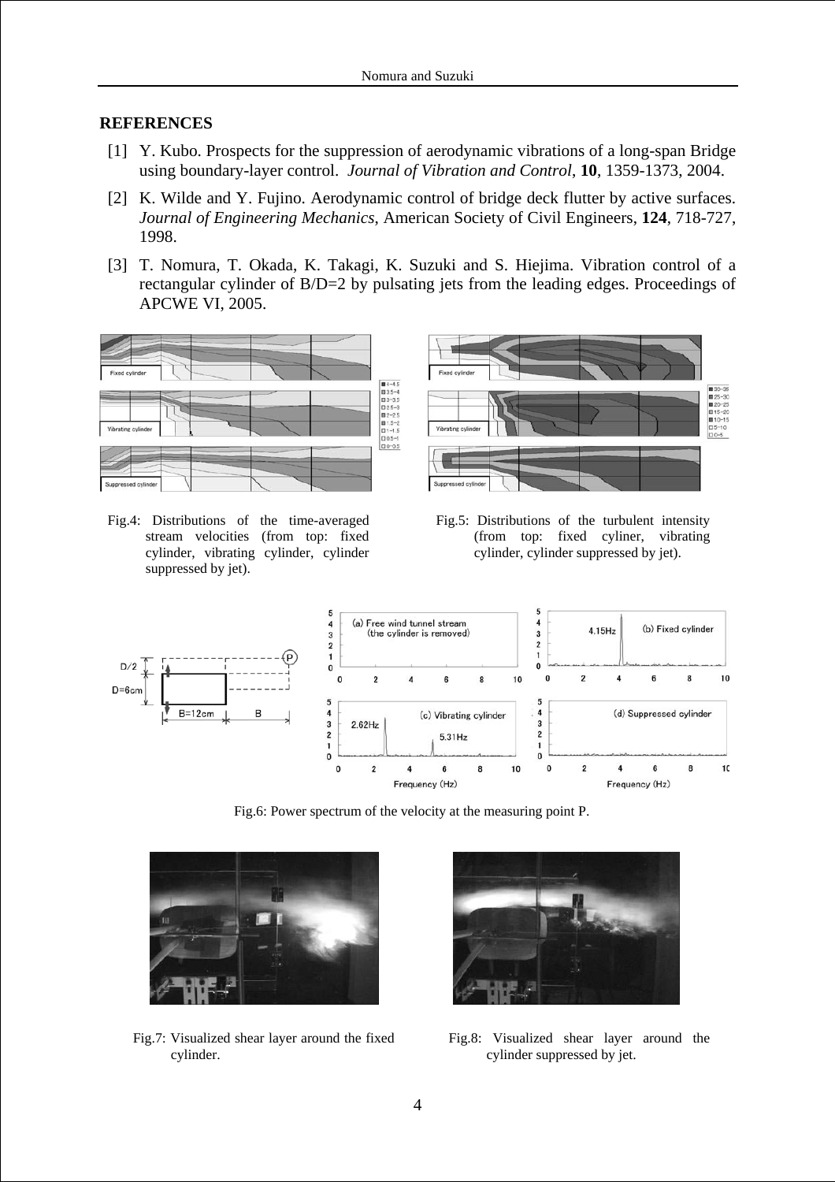## REFERENCES

[1] Y. Kubo. Prospects for the suppression of aerodynamic vibrations of a long-span Bridge using boundary-layer control. *Journal of Vibration and Control*, **10**, 1359-1373, 2004.

[2] K. Wilde and Y. Fujino. Aerodynamic control of bridge deck flutter by active surfaces. *Journal of Engineering Mechanics*, American Society of Civil Engineers, **124**, 718-727, 1998.

[3] T. Nomura, T. Okada, K. Takagi, K. Suzuki and S. Hiejima. Vibration control of a rectangular cylinder of B/D=2 by pulsating jets from the leading edges. Proceedings of APCWE VI, 2005.

Fixed cylinder

Vibrating cylinder

Suppressed cylinder

4~4.5
3.5~4
3~3.5
2.5~3
2~2.5
1.5~2
1~1.5
0.5~1
0~0.5

Fig.4: Distributions of the time-averaged stream velocities (from top: fixed cylinder, vibrating cylinder, cylinder suppressed by jet).

Fixed cylinder

Vibrating cylinder

Suppressed cylinder

30~35
25~30
20~25
15~20
10~15
5~10
0~5

Fig.5: Distributions of the turbulent intensity (from top: fixed cyliner, vibrating cylinder, cylinder suppressed by jet).

D/2

D=6cm

B=12cm

B

P

(a) Free wind tunnel stream (the cylinder is removed)

(b) Fixed cylinder

4.15Hz

(c) Vibrating cylinder

2.62Hz

5.31Hz

(d) Suppressed cylinder

Frequency (Hz)

Fig.6: Power spectrum of the velocity at the measuring point P.

Fig.7: Visualized shear layer around the fixed cylinder.

Fig.8: Visualized shear layer around the cylinder suppressed by jet.